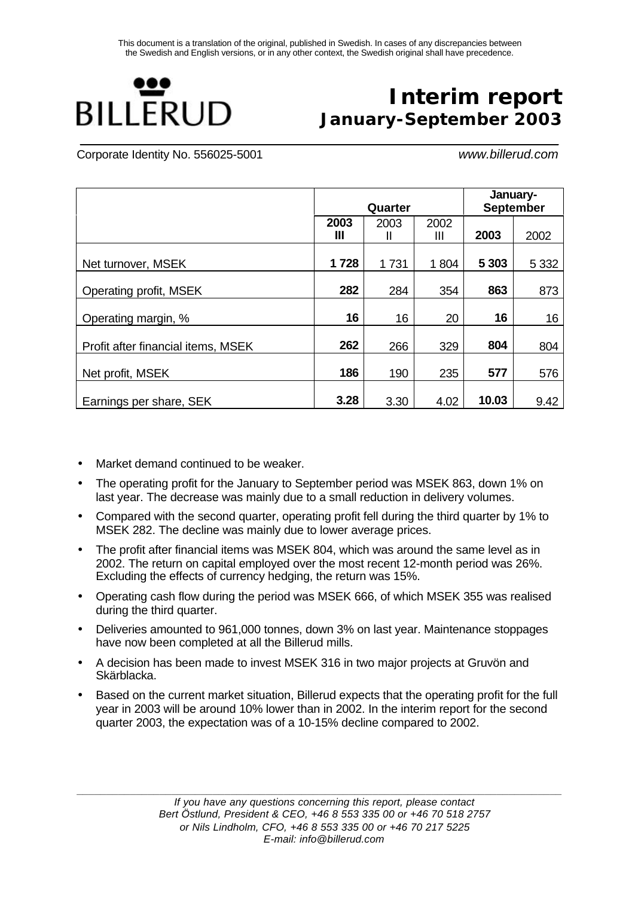This document is a translation of the original, published in Swedish. In cases of any discrepancies between the Swedish and English versions, or in any other context, the Swedish original shall have precedence.

BILLERUD

# Interim report
## January-September 2003

Corporate Identity No. 556025-5001 www.billerud.com

| | Quarter | | | January-September | |
|---|---|---|---|---|---|
| | **2003 III** | 2003 II | 2002 III | **2003** | 2002 |
| Net turnover, MSEK | **1 728** | 1 731 | 1 804 | **5 303** | 5 332 |
| Operating profit, MSEK | **282** | 284 | 354 | **863** | 873 |
| Operating margin, % | **16** | 16 | 20 | **16** | 16 |
| Profit after financial items, MSEK | **262** | 266 | 329 | **804** | 804 |
| Net profit, MSEK | **186** | 190 | 235 | **577** | 576 |
| Earnings per share, SEK | **3.28** | 3.30 | 4.02 | **10.03** | 9.42 |

- Market demand continued to be weaker.
- The operating profit for the January to September period was MSEK 863, down 1% on last year. The decrease was mainly due to a small reduction in delivery volumes.
- Compared with the second quarter, operating profit fell during the third quarter by 1% to MSEK 282. The decline was mainly due to lower average prices.
- The profit after financial items was MSEK 804, which was around the same level as in 2002. The return on capital employed over the most recent 12-month period was 26%. Excluding the effects of currency hedging, the return was 15%.
- Operating cash flow during the period was MSEK 666, of which MSEK 355 was realised during the third quarter.
- Deliveries amounted to 961,000 tonnes, down 3% on last year. Maintenance stoppages have now been completed at all the Billerud mills.
- A decision has been made to invest MSEK 316 in two major projects at Gruvön and Skärblacka.
- Based on the current market situation, Billerud expects that the operating profit for the full year in 2003 will be around 10% lower than in 2002. In the interim report for the second quarter 2003, the expectation was of a 10-15% decline compared to 2002.

*If you have any questions concerning this report, please contact*
*Bert Östlund, President & CEO, +46 8 553 335 00 or +46 70 518 2757*
*or Nils Lindholm, CFO, +46 8 553 335 00 or +46 70 217 5225*
*E-mail: info@billerud.com*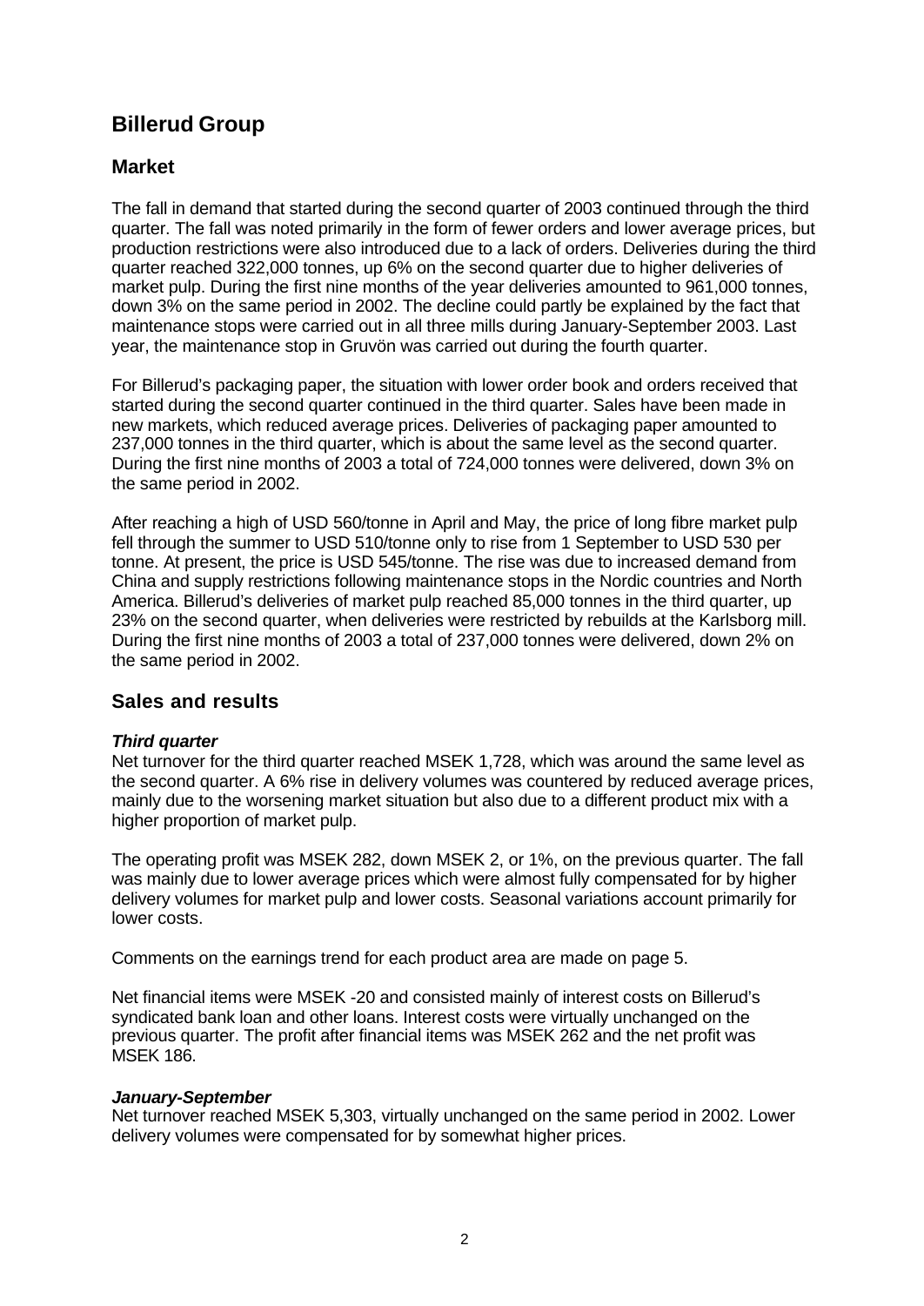# Billerud Group

## Market

The fall in demand that started during the second quarter of 2003 continued through the third quarter. The fall was noted primarily in the form of fewer orders and lower average prices, but production restrictions were also introduced due to a lack of orders. Deliveries during the third quarter reached 322,000 tonnes, up 6% on the second quarter due to higher deliveries of market pulp. During the first nine months of the year deliveries amounted to 961,000 tonnes, down 3% on the same period in 2002. The decline could partly be explained by the fact that maintenance stops were carried out in all three mills during January-September 2003. Last year, the maintenance stop in Gruvön was carried out during the fourth quarter.

For Billerud's packaging paper, the situation with lower order book and orders received that started during the second quarter continued in the third quarter. Sales have been made in new markets, which reduced average prices. Deliveries of packaging paper amounted to 237,000 tonnes in the third quarter, which is about the same level as the second quarter. During the first nine months of 2003 a total of 724,000 tonnes were delivered, down 3% on the same period in 2002.

After reaching a high of USD 560/tonne in April and May, the price of long fibre market pulp fell through the summer to USD 510/tonne only to rise from 1 September to USD 530 per tonne. At present, the price is USD 545/tonne. The rise was due to increased demand from China and supply restrictions following maintenance stops in the Nordic countries and North America. Billerud's deliveries of market pulp reached 85,000 tonnes in the third quarter, up 23% on the second quarter, when deliveries were restricted by rebuilds at the Karlsborg mill. During the first nine months of 2003 a total of 237,000 tonnes were delivered, down 2% on the same period in 2002.

## Sales and results

***Third quarter***

Net turnover for the third quarter reached MSEK 1,728, which was around the same level as the second quarter. A 6% rise in delivery volumes was countered by reduced average prices, mainly due to the worsening market situation but also due to a different product mix with a higher proportion of market pulp.

The operating profit was MSEK 282, down MSEK 2, or 1%, on the previous quarter. The fall was mainly due to lower average prices which were almost fully compensated for by higher delivery volumes for market pulp and lower costs. Seasonal variations account primarily for lower costs.

Comments on the earnings trend for each product area are made on page 5.

Net financial items were MSEK -20 and consisted mainly of interest costs on Billerud's syndicated bank loan and other loans. Interest costs were virtually unchanged on the previous quarter. The profit after financial items was MSEK 262 and the net profit was MSEK 186.

***January-September***

Net turnover reached MSEK 5,303, virtually unchanged on the same period in 2002. Lower delivery volumes were compensated for by somewhat higher prices.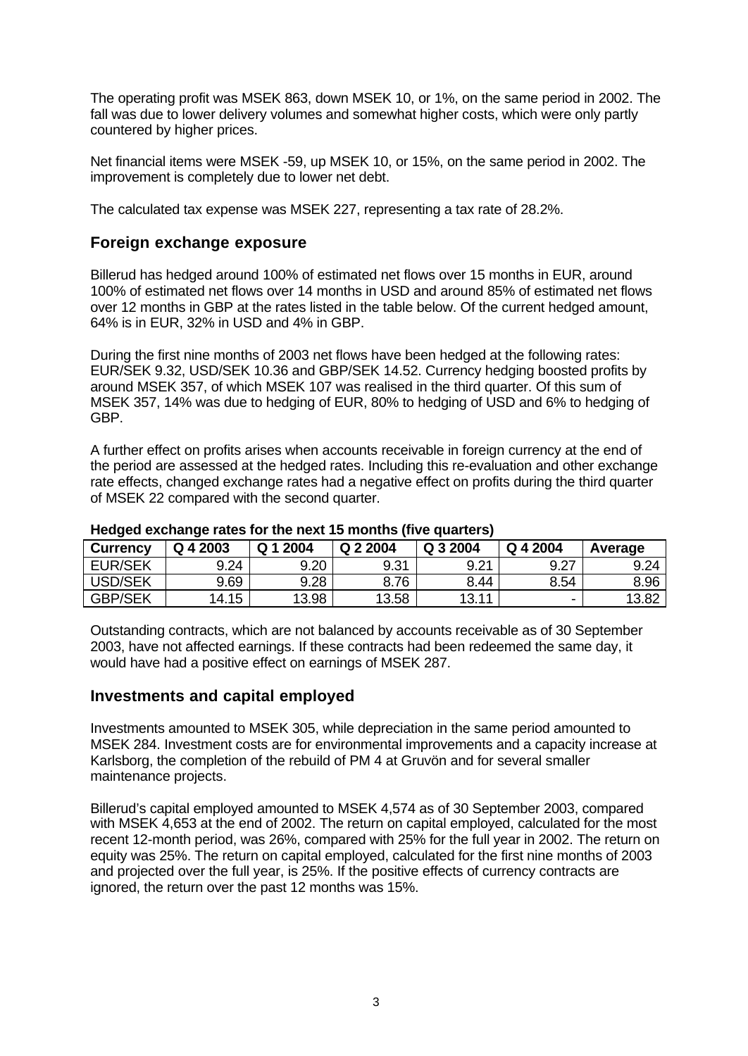The operating profit was MSEK 863, down MSEK 10, or 1%, on the same period in 2002. The fall was due to lower delivery volumes and somewhat higher costs, which were only partly countered by higher prices.

Net financial items were MSEK -59, up MSEK 10, or 15%, on the same period in 2002. The improvement is completely due to lower net debt.

The calculated tax expense was MSEK 227, representing a tax rate of 28.2%.

## Foreign exchange exposure

Billerud has hedged around 100% of estimated net flows over 15 months in EUR, around 100% of estimated net flows over 14 months in USD and around 85% of estimated net flows over 12 months in GBP at the rates listed in the table below. Of the current hedged amount, 64% is in EUR, 32% in USD and 4% in GBP.

During the first nine months of 2003 net flows have been hedged at the following rates: EUR/SEK 9.32, USD/SEK 10.36 and GBP/SEK 14.52. Currency hedging boosted profits by around MSEK 357, of which MSEK 107 was realised in the third quarter. Of this sum of MSEK 357, 14% was due to hedging of EUR, 80% to hedging of USD and 6% to hedging of GBP.

A further effect on profits arises when accounts receivable in foreign currency at the end of the period are assessed at the hedged rates. Including this re-evaluation and other exchange rate effects, changed exchange rates had a negative effect on profits during the third quarter of MSEK 22 compared with the second quarter.

**Hedged exchange rates for the next 15 months (five quarters)**

| Currency | Q 4 2003 | Q 1 2004 | Q 2 2004 | Q 3 2004 | Q 4 2004 | Average |
|---|---|---|---|---|---|---|
| EUR/SEK | 9.24 | 9.20 | 9.31 | 9.21 | 9.27 | 9.24 |
| USD/SEK | 9.69 | 9.28 | 8.76 | 8.44 | 8.54 | 8.96 |
| GBP/SEK | 14.15 | 13.98 | 13.58 | 13.11 | - | 13.82 |

Outstanding contracts, which are not balanced by accounts receivable as of 30 September 2003, have not affected earnings. If these contracts had been redeemed the same day, it would have had a positive effect on earnings of MSEK 287.

## Investments and capital employed

Investments amounted to MSEK 305, while depreciation in the same period amounted to MSEK 284. Investment costs are for environmental improvements and a capacity increase at Karlsborg, the completion of the rebuild of PM 4 at Gruvön and for several smaller maintenance projects.

Billerud's capital employed amounted to MSEK 4,574 as of 30 September 2003, compared with MSEK 4,653 at the end of 2002. The return on capital employed, calculated for the most recent 12-month period, was 26%, compared with 25% for the full year in 2002. The return on equity was 25%. The return on capital employed, calculated for the first nine months of 2003 and projected over the full year, is 25%. If the positive effects of currency contracts are ignored, the return over the past 12 months was 15%.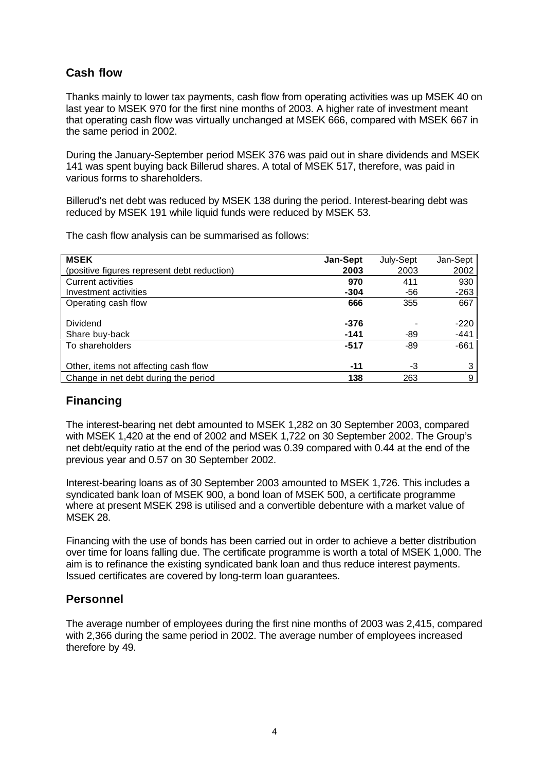## Cash flow

Thanks mainly to lower tax payments, cash flow from operating activities was up MSEK 40 on last year to MSEK 970 for the first nine months of 2003. A higher rate of investment meant that operating cash flow was virtually unchanged at MSEK 666, compared with MSEK 667 in the same period in 2002.

During the January-September period MSEK 376 was paid out in share dividends and MSEK 141 was spent buying back Billerud shares. A total of MSEK 517, therefore, was paid in various forms to shareholders.

Billerud's net debt was reduced by MSEK 138 during the period. Interest-bearing debt was reduced by MSEK 191 while liquid funds were reduced by MSEK 53.

The cash flow analysis can be summarised as follows:

| **MSEK**<br>(positive figures represent debt reduction) | **Jan-Sept 2003** | July-Sept 2003 | Jan-Sept 2002 |
|---|---|---|---|
| Current activities | **970** | 411 | 930 |
| Investment activities | **-304** | -56 | -263 |
| Operating cash flow | **666** | 355 | 667 |
| Dividend | **-376** | - | -220 |
| Share buy-back | **-141** | -89 | -441 |
| To shareholders | **-517** | -89 | -661 |
| Other, items not affecting cash flow | **-11** | -3 | 3 |
| Change in net debt during the period | **138** | 263 | 9 |

## Financing

The interest-bearing net debt amounted to MSEK 1,282 on 30 September 2003, compared with MSEK 1,420 at the end of 2002 and MSEK 1,722 on 30 September 2002. The Group's net debt/equity ratio at the end of the period was 0.39 compared with 0.44 at the end of the previous year and 0.57 on 30 September 2002.

Interest-bearing loans as of 30 September 2003 amounted to MSEK 1,726. This includes a syndicated bank loan of MSEK 900, a bond loan of MSEK 500, a certificate programme where at present MSEK 298 is utilised and a convertible debenture with a market value of MSEK 28.

Financing with the use of bonds has been carried out in order to achieve a better distribution over time for loans falling due. The certificate programme is worth a total of MSEK 1,000. The aim is to refinance the existing syndicated bank loan and thus reduce interest payments. Issued certificates are covered by long-term loan guarantees.

## Personnel

The average number of employees during the first nine months of 2003 was 2,415, compared with 2,366 during the same period in 2002. The average number of employees increased therefore by 49.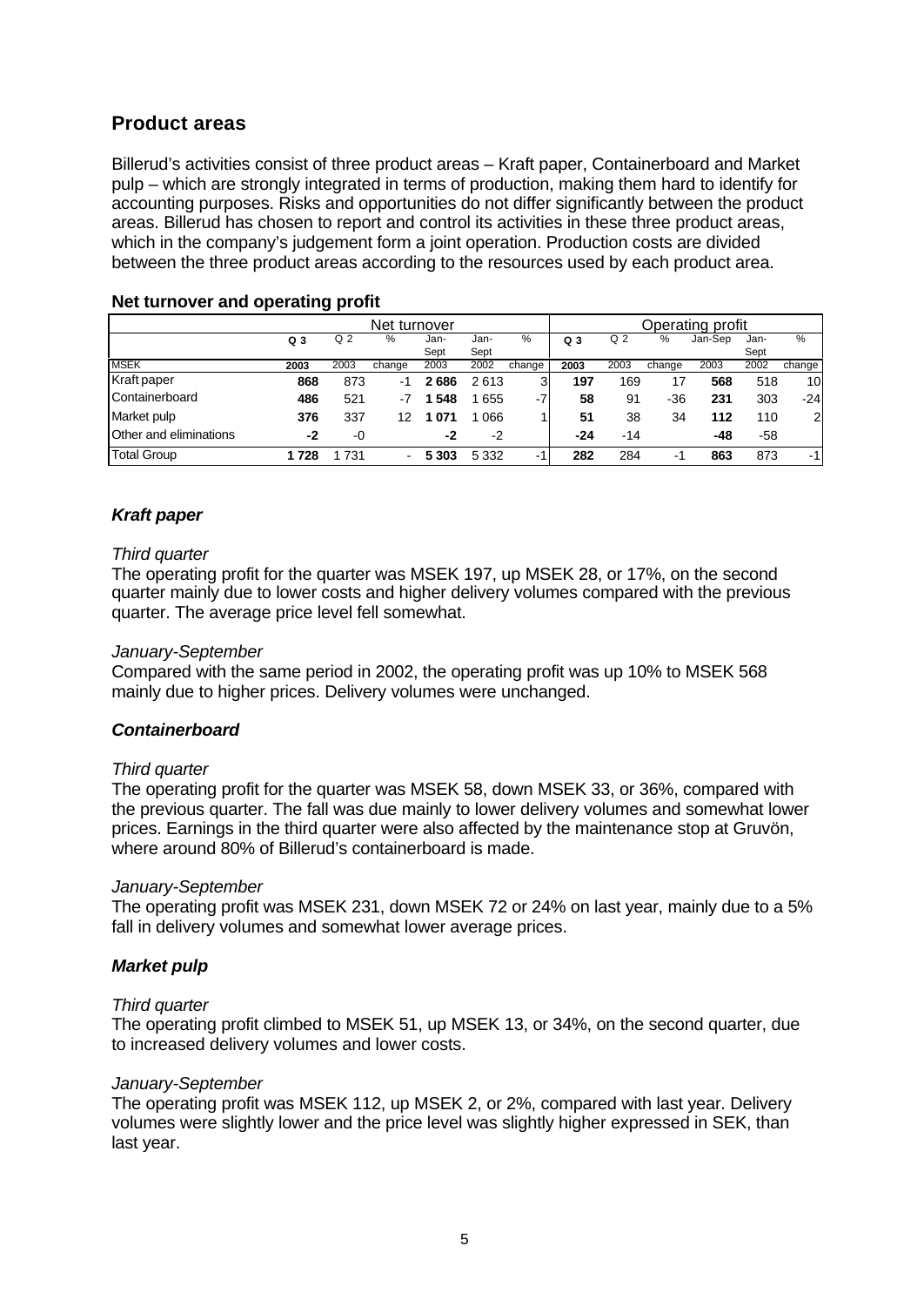## Product areas

Billerud's activities consist of three product areas – Kraft paper, Containerboard and Market pulp – which are strongly integrated in terms of production, making them hard to identify for accounting purposes. Risks and opportunities do not differ significantly between the product areas. Billerud has chosen to report and control its activities in these three product areas, which in the company's judgement form a joint operation. Production costs are divided between the three product areas according to the resources used by each product area.

### Net turnover and operating profit

| | Net turnover | | | | | | Operating profit | | | | | |
|---|---|---|---|---|---|---|---|---|---|---|---|---|
| | **Q 3** | Q 2 | % | Jan-Sept | Jan-Sept | % | **Q 3** | Q 2 | % | Jan-Sep | Jan-Sept | % |
| MSEK | **2003** | 2003 | change | 2003 | 2002 | change | **2003** | 2003 | change | 2003 | 2002 | change |
| Kraft paper | **868** | 873 | -1 | **2 686** | 2 613 | 3 | **197** | 169 | 17 | **568** | 518 | 10 |
| Containerboard | **486** | 521 | -7 | **1 548** | 1 655 | -7 | **58** | 91 | -36 | **231** | 303 | -24 |
| Market pulp | **376** | 337 | 12 | **1 071** | 1 066 | 1 | **51** | 38 | 34 | **112** | 110 | 2 |
| Other and eliminations | **-2** | -0 | | **-2** | -2 | | **-24** | -14 | | **-48** | -58 | |
| Total Group | **1 728** | 1 731 | - | **5 303** | 5 332 | -1 | **282** | 284 | -1 | **863** | 873 | -1 |

### *Kraft paper*

*Third quarter*

The operating profit for the quarter was MSEK 197, up MSEK 28, or 17%, on the second quarter mainly due to lower costs and higher delivery volumes compared with the previous quarter. The average price level fell somewhat.

*January-September*

Compared with the same period in 2002, the operating profit was up 10% to MSEK 568 mainly due to higher prices. Delivery volumes were unchanged.

### *Containerboard*

*Third quarter*

The operating profit for the quarter was MSEK 58, down MSEK 33, or 36%, compared with the previous quarter. The fall was due mainly to lower delivery volumes and somewhat lower prices. Earnings in the third quarter were also affected by the maintenance stop at Gruvön, where around 80% of Billerud's containerboard is made.

*January-September*

The operating profit was MSEK 231, down MSEK 72 or 24% on last year, mainly due to a 5% fall in delivery volumes and somewhat lower average prices.

### *Market pulp*

*Third quarter*

The operating profit climbed to MSEK 51, up MSEK 13, or 34%, on the second quarter, due to increased delivery volumes and lower costs.

*January-September*

The operating profit was MSEK 112, up MSEK 2, or 2%, compared with last year. Delivery volumes were slightly lower and the price level was slightly higher expressed in SEK, than last year.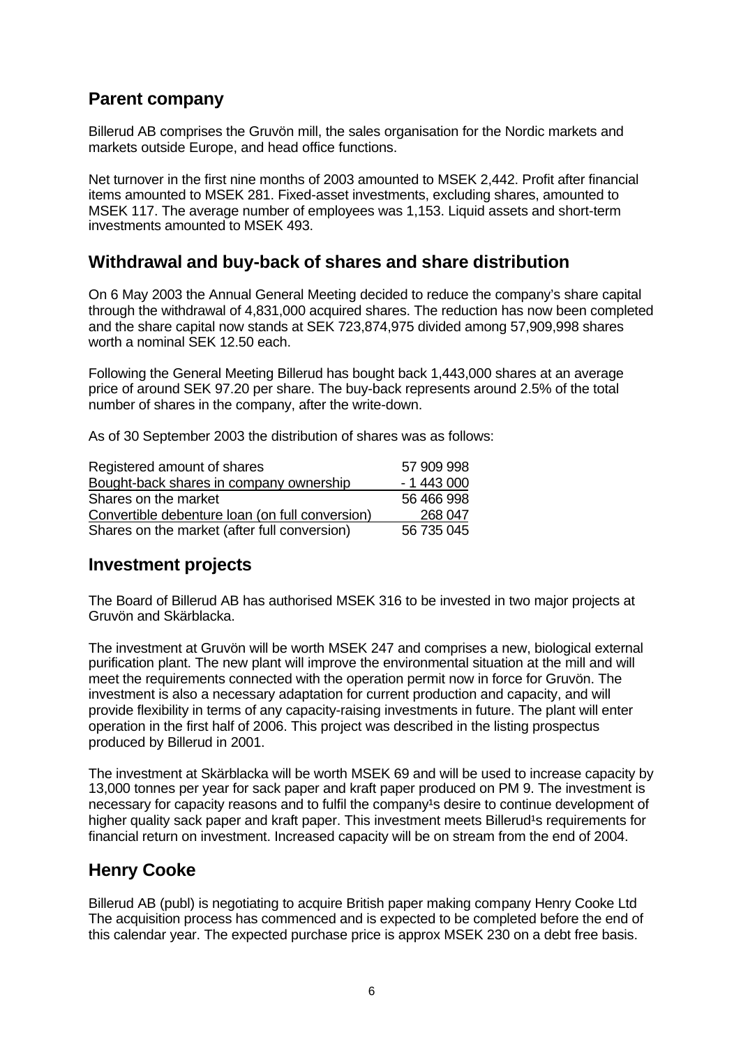## Parent company

Billerud AB comprises the Gruvön mill, the sales organisation for the Nordic markets and markets outside Europe, and head office functions.

Net turnover in the first nine months of 2003 amounted to MSEK 2,442. Profit after financial items amounted to MSEK 281. Fixed-asset investments, excluding shares, amounted to MSEK 117. The average number of employees was 1,153. Liquid assets and short-term investments amounted to MSEK 493.

## Withdrawal and buy-back of shares and share distribution

On 6 May 2003 the Annual General Meeting decided to reduce the company's share capital through the withdrawal of 4,831,000 acquired shares. The reduction has now been completed and the share capital now stands at SEK 723,874,975 divided among 57,909,998 shares worth a nominal SEK 12.50 each.

Following the General Meeting Billerud has bought back 1,443,000 shares at an average price of around SEK 97.20 per share. The buy-back represents around 2.5% of the total number of shares in the company, after the write-down.

As of 30 September 2003 the distribution of shares was as follows:

| | |
|---|---|
| Registered amount of shares | 57 909 998 |
| Bought-back shares in company ownership | - 1 443 000 |
| Shares on the market | 56 466 998 |
| Convertible debenture loan (on full conversion) | 268 047 |
| Shares on the market (after full conversion) | 56 735 045 |

## Investment projects

The Board of Billerud AB has authorised MSEK 316 to be invested in two major projects at Gruvön and Skärblacka.

The investment at Gruvön will be worth MSEK 247 and comprises a new, biological external purification plant. The new plant will improve the environmental situation at the mill and will meet the requirements connected with the operation permit now in force for Gruvön. The investment is also a necessary adaptation for current production and capacity, and will provide flexibility in terms of any capacity-raising investments in future. The plant will enter operation in the first half of 2006. This project was described in the listing prospectus produced by Billerud in 2001.

The investment at Skärblacka will be worth MSEK 69 and will be used to increase capacity by 13,000 tonnes per year for sack paper and kraft paper produced on PM 9. The investment is necessary for capacity reasons and to fulfil the company¹s desire to continue development of higher quality sack paper and kraft paper. This investment meets Billerud¹s requirements for financial return on investment. Increased capacity will be on stream from the end of 2004.

## Henry Cooke

Billerud AB (publ) is negotiating to acquire British paper making company Henry Cooke Ltd The acquisition process has commenced and is expected to be completed before the end of this calendar year. The expected purchase price is approx MSEK 230 on a debt free basis.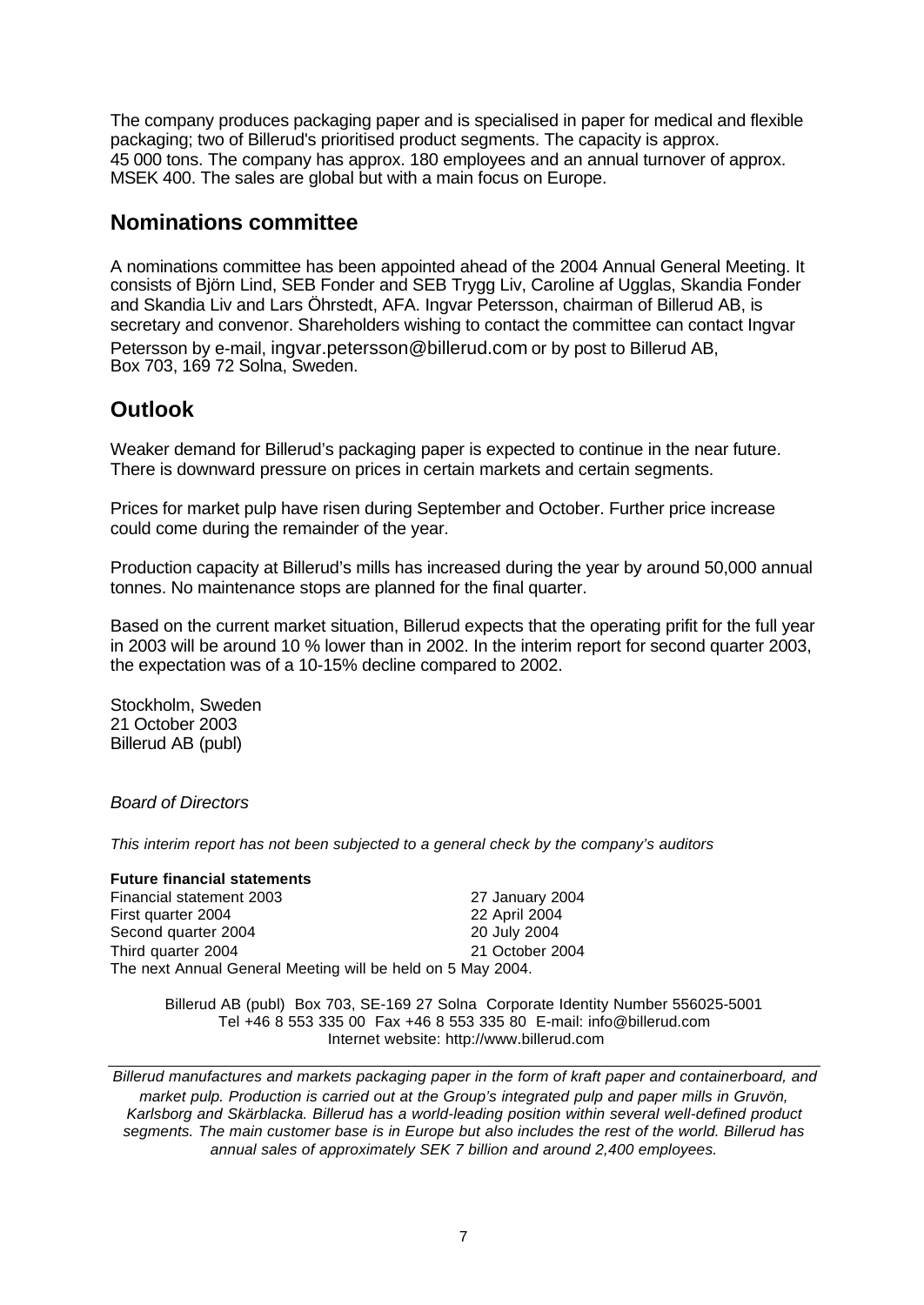The company produces packaging paper and is specialised in paper for medical and flexible packaging; two of Billerud's prioritised product segments. The capacity is approx. 45 000 tons. The company has approx. 180 employees and an annual turnover of approx. MSEK 400. The sales are global but with a main focus on Europe.

## Nominations committee

A nominations committee has been appointed ahead of the 2004 Annual General Meeting. It consists of Björn Lind, SEB Fonder and SEB Trygg Liv, Caroline af Ugglas, Skandia Fonder and Skandia Liv and Lars Öhrstedt, AFA. Ingvar Petersson, chairman of Billerud AB, is secretary and convenor. Shareholders wishing to contact the committee can contact Ingvar Petersson by e-mail, ingvar.petersson@billerud.com or by post to Billerud AB, Box 703, 169 72 Solna, Sweden.

## Outlook

Weaker demand for Billerud's packaging paper is expected to continue in the near future. There is downward pressure on prices in certain markets and certain segments.

Prices for market pulp have risen during September and October. Further price increase could come during the remainder of the year.

Production capacity at Billerud's mills has increased during the year by around 50,000 annual tonnes. No maintenance stops are planned for the final quarter.

Based on the current market situation, Billerud expects that the operating prifit for the full year in 2003 will be around 10 % lower than in 2002. In the interim report for second quarter 2003, the expectation was of a 10-15% decline compared to 2002.

Stockholm, Sweden
21 October 2003
Billerud AB (publ)

*Board of Directors*

*This interim report has not been subjected to a general check by the company's auditors*

**Future financial statements**

| | |
|---|---|
| Financial statement 2003 | 27 January 2004 |
| First quarter 2004 | 22 April 2004 |
| Second quarter 2004 | 20 July 2004 |
| Third quarter 2004 | 21 October 2004 |

The next Annual General Meeting will be held on 5 May 2004.

Billerud AB (publ) Box 703, SE-169 27 Solna Corporate Identity Number 556025-5001
Tel +46 8 553 335 00 Fax +46 8 553 335 80 E-mail: info@billerud.com
Internet website: http://www.billerud.com

*Billerud manufactures and markets packaging paper in the form of kraft paper and containerboard, and market pulp. Production is carried out at the Group's integrated pulp and paper mills in Gruvön, Karlsborg and Skärblacka. Billerud has a world-leading position within several well-defined product segments. The main customer base is in Europe but also includes the rest of the world. Billerud has annual sales of approximately SEK 7 billion and around 2,400 employees.*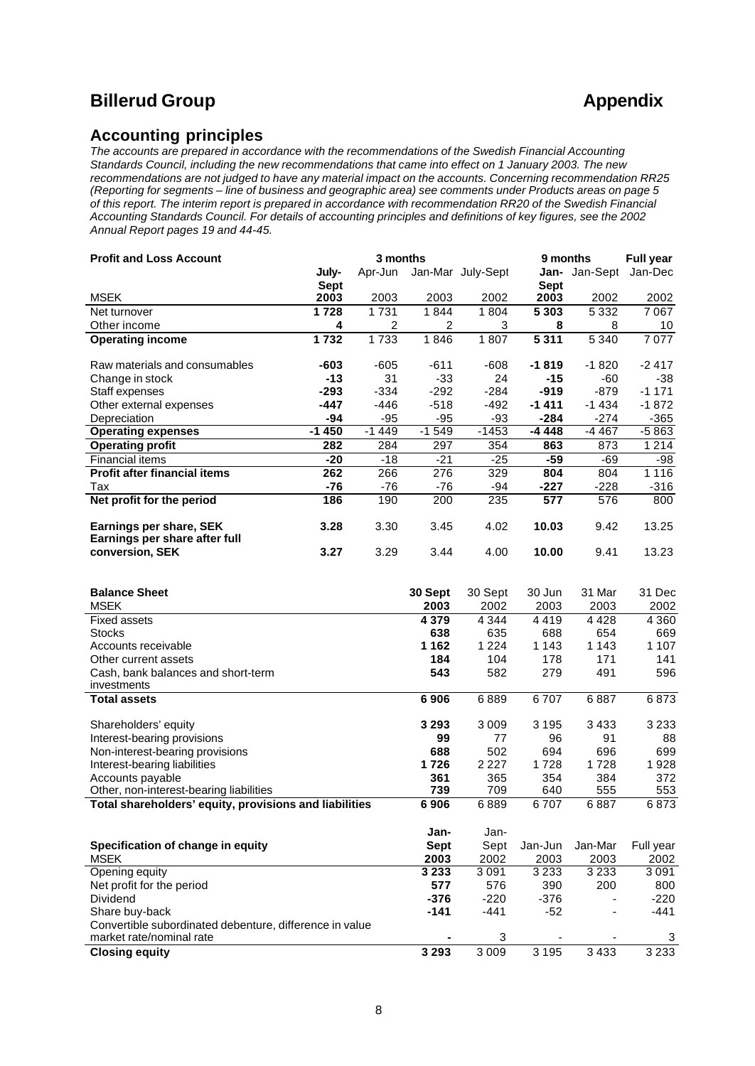# Billerud Group

# Appendix

## Accounting principles

*The accounts are prepared in accordance with the recommendations of the Swedish Financial Accounting Standards Council, including the new recommendations that came into effect on 1 January 2003. The new recommendations are not judged to have any material impact on the accounts. Concerning recommendation RR25 (Reporting for segments – line of business and geographic area) see comments under Products areas on page 5 of this report. The interim report is prepared in accordance with recommendation RR20 of the Swedish Financial Accounting Standards Council. For details of accounting principles and definitions of key figures, see the 2002 Annual Report pages 19 and 44-45.*

| **Profit and Loss Account** | 3 months | | | | 9 months | | Full year |
|---|---|---|---|---|---|---|---|
| MSEK | **July-Sept 2003** | Apr-Jun 2003 | Jan-Mar 2003 | July-Sept 2002 | **Jan-Sept 2003** | Jan-Sept 2002 | Jan-Dec 2002 |
| Net turnover | **1 728** | 1 731 | 1 844 | 1 804 | **5 303** | 5 332 | 7 067 |
| Other income | **4** | 2 | 2 | 3 | **8** | 8 | 10 |
| **Operating income** | **1 732** | 1 733 | 1 846 | 1 807 | **5 311** | 5 340 | 7 077 |
| Raw materials and consumables | **-603** | -605 | -611 | -608 | **-1 819** | -1 820 | -2 417 |
| Change in stock | **-13** | 31 | -33 | 24 | **-15** | -60 | -38 |
| Staff expenses | **-293** | -334 | -292 | -284 | **-919** | -879 | -1 171 |
| Other external expenses | **-447** | -446 | -518 | -492 | **-1 411** | -1 434 | -1 872 |
| Depreciation | **-94** | -95 | -95 | -93 | **-284** | -274 | -365 |
| **Operating expenses** | **-1 450** | -1 449 | -1 549 | -1453 | **-4 448** | -4 467 | -5 863 |
| **Operating profit** | **282** | 284 | 297 | 354 | **863** | 873 | 1 214 |
| Financial items | **-20** | -18 | -21 | -25 | **-59** | -69 | -98 |
| **Profit after financial items** | **262** | 266 | 276 | 329 | **804** | 804 | 1 116 |
| Tax | **-76** | -76 | -76 | -94 | **-227** | -228 | -316 |
| **Net profit for the period** | **186** | 190 | 200 | 235 | **577** | 576 | 800 |
| **Earnings per share, SEK** | **3.28** | 3.30 | 3.45 | 4.02 | **10.03** | 9.42 | 13.25 |
| **Earnings per share after full conversion, SEK** | **3.27** | 3.29 | 3.44 | 4.00 | **10.00** | 9.41 | 13.23 |

| **Balance Sheet** MSEK | **30 Sept 2003** | 30 Sept 2002 | 30 Jun 2003 | 31 Mar 2003 | 31 Dec 2002 |
|---|---|---|---|---|---|
| Fixed assets | **4 379** | 4 344 | 4 419 | 4 428 | 4 360 |
| Stocks | **638** | 635 | 688 | 654 | 669 |
| Accounts receivable | **1 162** | 1 224 | 1 143 | 1 143 | 1 107 |
| Other current assets | **184** | 104 | 178 | 171 | 141 |
| Cash, bank balances and short-term investments | **543** | 582 | 279 | 491 | 596 |
| **Total assets** | **6 906** | 6 889 | 6 707 | 6 887 | 6 873 |
| Shareholders' equity | **3 293** | 3 009 | 3 195 | 3 433 | 3 233 |
| Interest-bearing provisions | **99** | 77 | 96 | 91 | 88 |
| Non-interest-bearing provisions | **688** | 502 | 694 | 696 | 699 |
| Interest-bearing liabilities | **1 726** | 2 227 | 1 728 | 1 728 | 1 928 |
| Accounts payable | **361** | 365 | 354 | 384 | 372 |
| Other, non-interest-bearing liabilities | **739** | 709 | 640 | 555 | 553 |
| **Total shareholders' equity, provisions and liabilities** | **6 906** | 6 889 | 6 707 | 6 887 | 6 873 |

| **Specification of change in equity** MSEK | **Jan-Sept 2003** | Jan-Sept 2002 | Jan-Jun 2003 | Jan-Mar 2003 | Full year 2002 |
|---|---|---|---|---|---|
| Opening equity | **3 233** | 3 091 | 3 233 | 3 233 | 3 091 |
| Net profit for the period | **577** | 576 | 390 | 200 | 800 |
| Dividend | **-376** | -220 | -376 | - | -220 |
| Share buy-back | **-141** | -441 | -52 | - | -441 |
| Convertible subordinated debenture, difference in value market rate/nominal rate | **-** | 3 | - | - | 3 |
| **Closing equity** | **3 293** | 3 009 | 3 195 | 3 433 | 3 233 |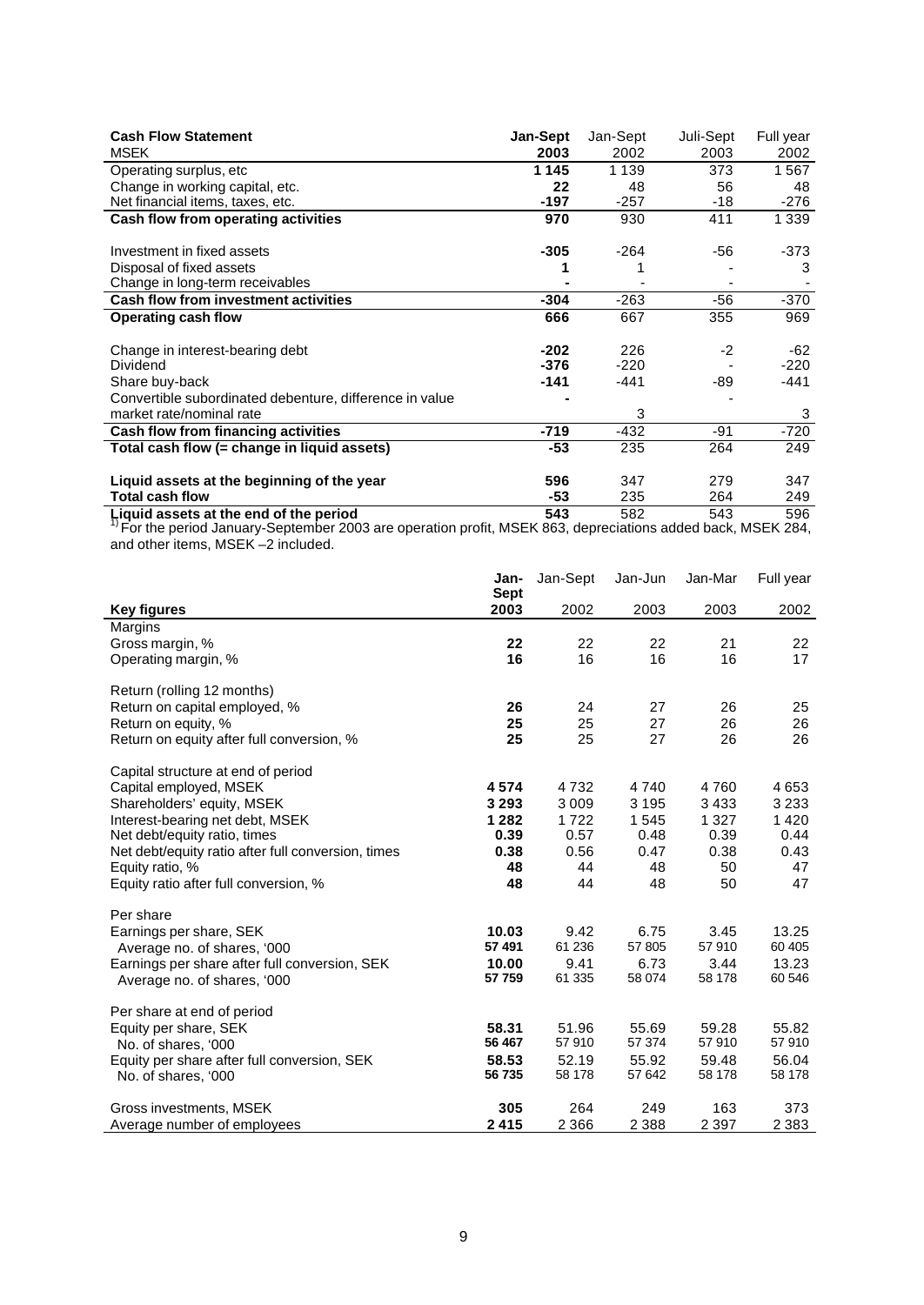| **Cash Flow Statement** | **Jan-Sept** | Jan-Sept | Juli-Sept | Full year |
|---|---|---|---|---|
| MSEK | **2003** | 2002 | 2003 | 2002 |
| Operating surplus, etc | **1 145** | 1 139 | 373 | 1 567 |
| Change in working capital, etc. | **22** | 48 | 56 | 48 |
| Net financial items, taxes, etc. | **-197** | -257 | -18 | -276 |
| **Cash flow from operating activities** | **970** | 930 | 411 | 1 339 |
| | | | | |
| Investment in fixed assets | **-305** | -264 | -56 | -373 |
| Disposal of fixed assets | **1** | 1 | - | 3 |
| Change in long-term receivables | **-** | - | - | - |
| **Cash flow from investment activities** | **-304** | -263 | -56 | -370 |
| **Operating cash flow** | **666** | 667 | 355 | 969 |
| | | | | |
| Change in interest-bearing debt | **-202** | 226 | -2 | -62 |
| Dividend | **-376** | -220 | - | -220 |
| Share buy-back | **-141** | -441 | -89 | -441 |
| Convertible subordinated debenture, difference in value market rate/nominal rate | **-** | 3 | - | 3 |
| **Cash flow from financing activities** | **-719** | -432 | -91 | -720 |
| **Total cash flow (= change in liquid assets)** | **-53** | 235 | 264 | 249 |
| | | | | |
| **Liquid assets at the beginning of the year** | **596** | 347 | 279 | 347 |
| **Total cash flow** | **-53** | 235 | 264 | 249 |
| **Liquid assets at the end of the period** | **543** | 582 | 543 | 596 |

[1] For the period January-September 2003 are operation profit, MSEK 863, depreciations added back, MSEK 284, and other items, MSEK –2 included.

| **Key figures** | **Jan-Sept 2003** | Jan-Sept 2002 | Jan-Jun 2003 | Jan-Mar 2003 | Full year 2002 |
|---|---|---|---|---|---|
| Margins | | | | | |
| Gross margin, % | **22** | 22 | 22 | 21 | 22 |
| Operating margin, % | **16** | 16 | 16 | 16 | 17 |
| | | | | | |
| Return (rolling 12 months) | | | | | |
| Return on capital employed, % | **26** | 24 | 27 | 26 | 25 |
| Return on equity, % | **25** | 25 | 27 | 26 | 26 |
| Return on equity after full conversion, % | **25** | 25 | 27 | 26 | 26 |
| | | | | | |
| Capital structure at end of period | | | | | |
| Capital employed, MSEK | **4 574** | 4 732 | 4 740 | 4 760 | 4 653 |
| Shareholders' equity, MSEK | **3 293** | 3 009 | 3 195 | 3 433 | 3 233 |
| Interest-bearing net debt, MSEK | **1 282** | 1 722 | 1 545 | 1 327 | 1 420 |
| Net debt/equity ratio, times | **0.39** | 0.57 | 0.48 | 0.39 | 0.44 |
| Net debt/equity ratio after full conversion, times | **0.38** | 0.56 | 0.47 | 0.38 | 0.43 |
| Equity ratio, % | **48** | 44 | 48 | 50 | 47 |
| Equity ratio after full conversion, % | **48** | 44 | 48 | 50 | 47 |
| | | | | | |
| Per share | | | | | |
| Earnings per share, SEK | **10.03** | 9.42 | 6.75 | 3.45 | 13.25 |
| Average no. of shares, '000 | **57 491** | 61 236 | 57 805 | 57 910 | 60 405 |
| Earnings per share after full conversion, SEK | **10.00** | 9.41 | 6.73 | 3.44 | 13.23 |
| Average no. of shares, '000 | **57 759** | 61 335 | 58 074 | 58 178 | 60 546 |
| | | | | | |
| Per share at end of period | | | | | |
| Equity per share, SEK | **58.31** | 51.96 | 55.69 | 59.28 | 55.82 |
| No. of shares, '000 | **56 467** | 57 910 | 57 374 | 57 910 | 57 910 |
| Equity per share after full conversion, SEK | **58.53** | 52.19 | 55.92 | 59.48 | 56.04 |
| No. of shares, '000 | **56 735** | 58 178 | 57 642 | 58 178 | 58 178 |
| | | | | | |
| Gross investments, MSEK | **305** | 264 | 249 | 163 | 373 |
| Average number of employees | **2 415** | 2 366 | 2 388 | 2 397 | 2 383 |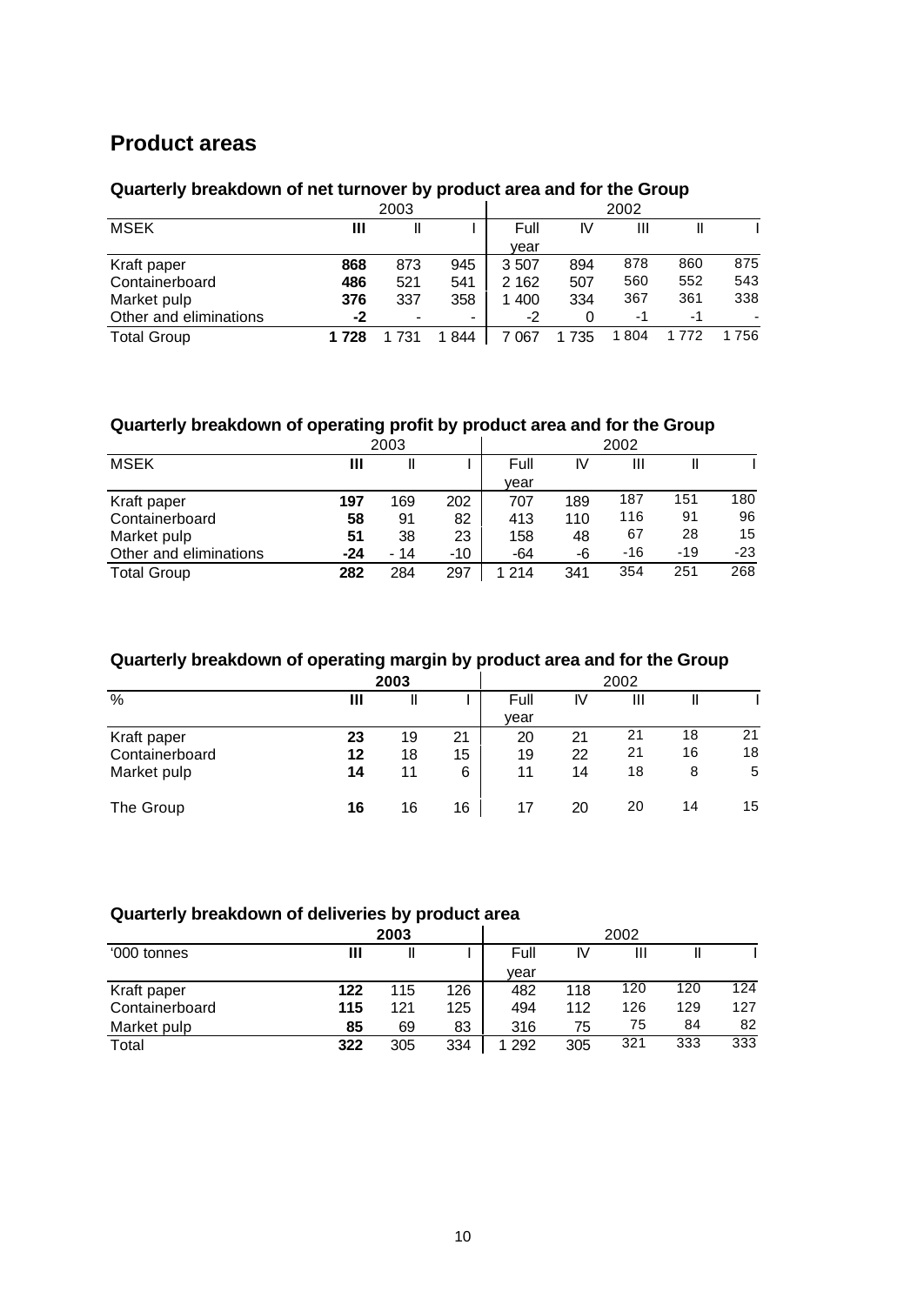## Product areas

### Quarterly breakdown of net turnover by product area and for the Group

| | 2003 | | | 2002 | | | | |
|---|---|---|---|---|---|---|---|---|
| MSEK | **III** | II | I | Full year | IV | III | II | I |
| Kraft paper | **868** | 873 | 945 | 3 507 | 894 | 878 | 860 | 875 |
| Containerboard | **486** | 521 | 541 | 2 162 | 507 | 560 | 552 | 543 |
| Market pulp | **376** | 337 | 358 | 1 400 | 334 | 367 | 361 | 338 |
| Other and eliminations | **-2** | - | - | -2 | 0 | -1 | -1 | - |
| Total Group | **1 728** | 1 731 | 1 844 | 7 067 | 1 735 | 1 804 | 1 772 | 1 756 |

### Quarterly breakdown of operating profit by product area and for the Group

| | 2003 | | | 2002 | | | | |
|---|---|---|---|---|---|---|---|---|
| MSEK | **III** | II | I | Full year | IV | III | II | I |
| Kraft paper | **197** | 169 | 202 | 707 | 189 | 187 | 151 | 180 |
| Containerboard | **58** | 91 | 82 | 413 | 110 | 116 | 91 | 96 |
| Market pulp | **51** | 38 | 23 | 158 | 48 | 67 | 28 | 15 |
| Other and eliminations | **-24** | - 14 | -10 | -64 | -6 | -16 | -19 | -23 |
| Total Group | **282** | 284 | 297 | 1 214 | 341 | 354 | 251 | 268 |

### Quarterly breakdown of operating margin by product area and for the Group

| | **2003** | | | 2002 | | | | |
|---|---|---|---|---|---|---|---|---|
| % | **III** | II | I | Full year | IV | III | II | I |
| Kraft paper | **23** | 19 | 21 | 20 | 21 | 21 | 18 | 21 |
| Containerboard | **12** | 18 | 15 | 19 | 22 | 21 | 16 | 18 |
| Market pulp | **14** | 11 | 6 | 11 | 14 | 18 | 8 | 5 |
| The Group | **16** | 16 | 16 | 17 | 20 | 20 | 14 | 15 |

### Quarterly breakdown of deliveries by product area

| | **2003** | | | 2002 | | | | |
|---|---|---|---|---|---|---|---|---|
| '000 tonnes | **III** | II | I | Full year | IV | III | II | I |
| Kraft paper | **122** | 115 | 126 | 482 | 118 | 120 | 120 | 124 |
| Containerboard | **115** | 121 | 125 | 494 | 112 | 126 | 129 | 127 |
| Market pulp | **85** | 69 | 83 | 316 | 75 | 75 | 84 | 82 |
| Total | **322** | 305 | 334 | 1 292 | 305 | 321 | 333 | 333 |